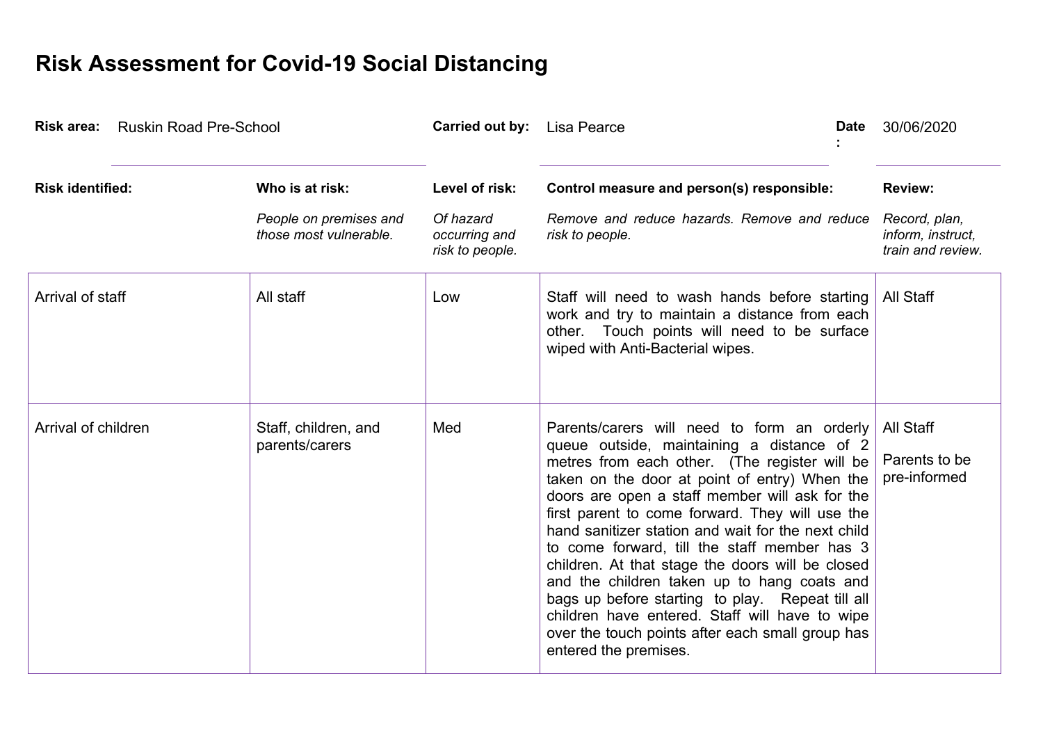# Risk Assessment for Covid-19 Social Distancing

**Risk area:** Ruskin Road Pre-School **Carried out by:** Lisa Pearce **Date:** 30/06/2020

| Risk identified: | Who is at risk: *People on premises and those most vulnerable.* | Level of risk: *Of hazard occurring and risk to people.* | Control measure and person(s) responsible: *Remove and reduce hazards. Remove and reduce risk to people.* | Review: *Record, plan, inform, instruct, train and review.* |
|---|---|---|---|---|
| Arrival of staff | All staff | Low | Staff will need to wash hands before starting work and try to maintain a distance from each other. Touch points will need to be surface wiped with Anti-Bacterial wipes. | All Staff |
| Arrival of children | Staff, children, and parents/carers | Med | Parents/carers will need to form an orderly queue outside, maintaining a distance of 2 metres from each other. (The register will be taken on the door at point of entry) When the doors are open a staff member will ask for the first parent to come forward. They will use the hand sanitizer station and wait for the next child to come forward, till the staff member has 3 children. At that stage the doors will be closed and the children taken up to hang coats and bags up before starting to play. Repeat till all children have entered. Staff will have to wipe over the touch points after each small group has entered the premises. | All Staff<br><br>Parents to be pre-informed |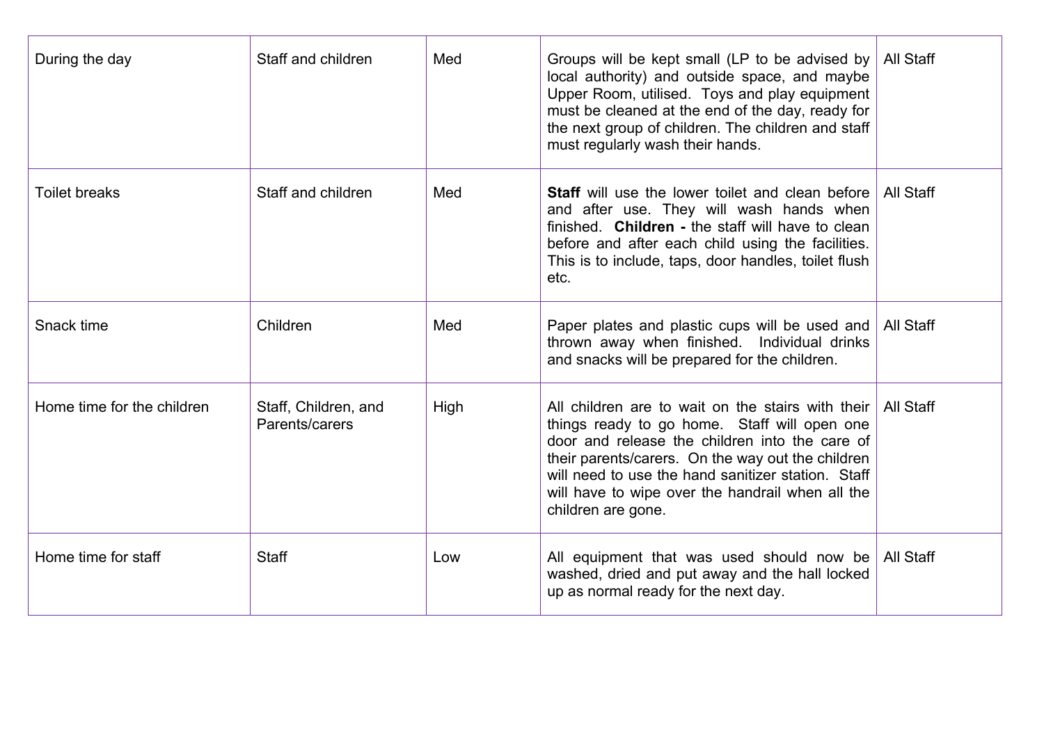| | | | | |
|---|---|---|---|---|
| During the day | Staff and children | Med | Groups will be kept small (LP to be advised by local authority) and outside space, and maybe Upper Room, utilised. Toys and play equipment must be cleaned at the end of the day, ready for the next group of children. The children and staff must regularly wash their hands. | All Staff |
| Toilet breaks | Staff and children | Med | **Staff** will use the lower toilet and clean before and after use. They will wash hands when finished. **Children -** the staff will have to clean before and after each child using the facilities. This is to include, taps, door handles, toilet flush etc. | All Staff |
| Snack time | Children | Med | Paper plates and plastic cups will be used and thrown away when finished. Individual drinks and snacks will be prepared for the children. | All Staff |
| Home time for the children | Staff, Children, and Parents/carers | High | All children are to wait on the stairs with their things ready to go home. Staff will open one door and release the children into the care of their parents/carers. On the way out the children will need to use the hand sanitizer station. Staff will have to wipe over the handrail when all the children are gone. | All Staff |
| Home time for staff | Staff | Low | All equipment that was used should now be washed, dried and put away and the hall locked up as normal ready for the next day. | All Staff |